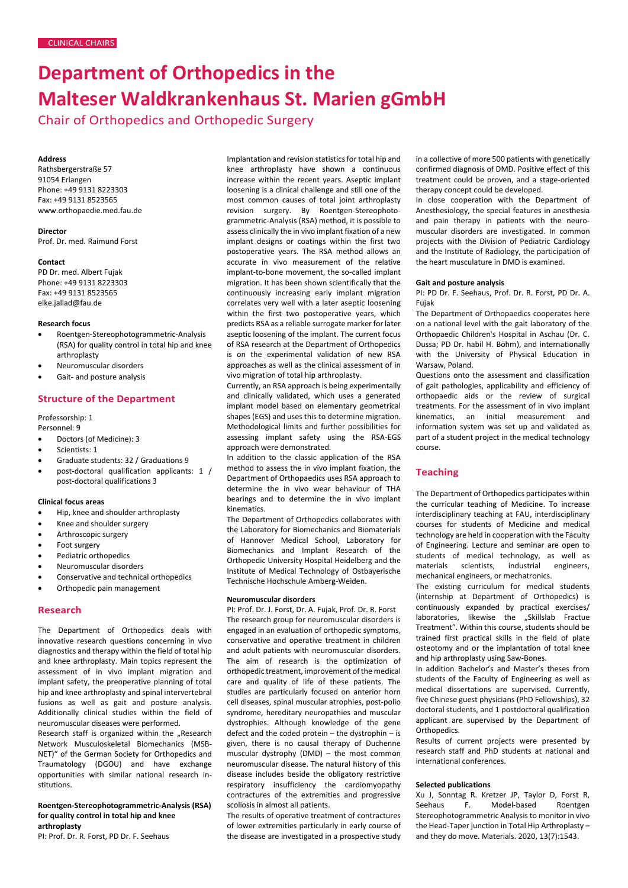CLINICAL CHAIRS

# Department of Orthopedics in the Malteser Waldkrankenhaus St. Marien gGmbH

## Chair of Orthopedics and Orthopedic Surgery

**Address**
Rathsbergerstraße 57
91054 Erlangen
Phone: +49 9131 8223303
Fax: +49 9131 8523565
www.orthopaedie.med.fau.de

**Director**
Prof. Dr. med. Raimund Forst

**Contact**
PD Dr. med. Albert Fujak
Phone: +49 9131 8223303
Fax: +49 9131 8523565
elke.jallad@fau.de

**Research focus**

- Roentgen-Stereophotogrammetric-Analysis (RSA) for quality control in total hip and knee arthroplasty
- Neuromuscular disorders
- Gait- and posture analysis

### Structure of the Department

Professorship: 1
Personnel: 9

- Doctors (of Medicine): 3
- Scientists: 1
- Graduate students: 32 / Graduations 9
- post-doctoral qualification applicants: 1 / post-doctoral qualifications 3

**Clinical focus areas**

- Hip, knee and shoulder arthroplasty
- Knee and shoulder surgery
- Arthroscopic surgery
- Foot surgery
- Pediatric orthopedics
- Neuromuscular disorders
- Conservative and technical orthopedics
- Orthopedic pain management

### Research

The Department of Orthopedics deals with innovative research questions concerning in vivo diagnostics and therapy within the field of total hip and knee arthroplasty. Main topics represent the assessment of in vivo implant migration and implant safety, the preoperative planning of total hip and knee arthroplasty and spinal intervertebral fusions as well as gait and posture analysis. Additionally clinical studies within the field of neuromuscular diseases were performed.

Research staff is organized within the „Research Network Musculoskeletal Biomechanics (MSB-NET)" of the German Society for Orthopedics and Traumatology (DGOU) and have exchange opportunities with similar national research institutions.

**Roentgen-Stereophotogrammetric-Analysis (RSA) for quality control in total hip and knee arthroplasty**

PI: Prof. Dr. R. Forst, PD Dr. F. Seehaus

Implantation and revision statistics for total hip and knee arthroplasty have shown a continuous increase within the recent years. Aseptic implant loosening is a clinical challenge and still one of the most common causes of total joint arthroplasty revision surgery. By Roentgen-Stereophotogrammetric-Analysis (RSA) method, it is possible to assess clinically the in vivo implant fixation of a new implant designs or coatings within the first two postoperative years. The RSA method allows an accurate in vivo measurement of the relative implant-to-bone movement, the so-called implant migration. It has been shown scientifically that the continuously increasing early implant migration correlates very well with a later aseptic loosening within the first two postoperative years, which predicts RSA as a reliable surrogate marker for later aseptic loosening of the implant. The current focus of RSA research at the Department of Orthopedics is on the experimental validation of new RSA approaches as well as the clinical assessment of in vivo migration of total hip arthroplasty.

Currently, an RSA approach is being experimentally and clinically validated, which uses a generated implant model based on elementary geometrical shapes (EGS) and uses this to determine migration. Methodological limits and further possibilities for assessing implant safety using the RSA-EGS approach were demonstrated.

In addition to the classic application of the RSA method to assess the in vivo implant fixation, the Department of Orthopaedics uses RSA approach to determine the in vivo wear behaviour of THA bearings and to determine the in vivo implant kinematics.

The Department of Orthopedics collaborates with the Laboratory for Biomechanics and Biomaterials of Hannover Medical School, Laboratory for Biomechanics and Implant Research of the Orthopedic University Hospital Heidelberg and the Institute of Medical Technology of Ostbayerische Technische Hochschule Amberg-Weiden.

**Neuromuscular disorders**

PI: Prof. Dr. J. Forst, Dr. A. Fujak, Prof. Dr. R. Forst

The research group for neuromuscular disorders is engaged in an evaluation of orthopedic symptoms, conservative and operative treatment in children and adult patients with neuromuscular disorders. The aim of research is the optimization of orthopedic treatment, improvement of the medical care and quality of life of these patients. The studies are particularly focused on anterior horn cell diseases, spinal muscular atrophies, post-polio syndrome, hereditary neuropathies and muscular dystrophies. Although knowledge of the gene defect and the coded protein – the dystrophin – is given, there is no causal therapy of Duchenne muscular dystrophy (DMD) – the most common neuromuscular disease. The natural history of this disease includes beside the obligatory restrictive respiratory insufficiency the cardiomyopathy contractures of the extremities and progressive scoliosis in almost all patients.

The results of operative treatment of contractures of lower extremities particularly in early course of the disease are investigated in a prospective study in a collective of more 500 patients with genetically confirmed diagnosis of DMD. Positive effect of this treatment could be proven, and a stage-oriented therapy concept could be developed.

In close cooperation with the Department of Anesthesiology, the special features in anesthesia and pain therapy in patients with the neuromuscular disorders are investigated. In common projects with the Division of Pediatric Cardiology and the Institute of Radiology, the participation of the heart musculature in DMD is examined.

**Gait and posture analysis**

PI: PD Dr. F. Seehaus, Prof. Dr. R. Forst, PD Dr. A. Fujak

The Department of Orthopaedics cooperates here on a national level with the gait laboratory of the Orthopaedic Children's Hospital in Aschau (Dr. C. Dussa; PD Dr. habil H. Böhm), and internationally with the University of Physical Education in Warsaw, Poland.

Questions onto the assessment and classification of gait pathologies, applicability and efficiency of orthopaedic aids or the review of surgical treatments. For the assessment of in vivo implant kinematics, an initial measurement and information system was set up and validated as part of a student project in the medical technology course.

### Teaching

The Department of Orthopedics participates within the curricular teaching of Medicine. To increase interdisciplinary teaching at FAU, interdisciplinary courses for students of Medicine and medical technology are held in cooperation with the Faculty of Engineering. Lecture and seminar are open to students of medical technology, as well as materials scientists, industrial engineers, mechanical engineers, or mechatronics.

The existing curriculum for medical students (internship at Department of Orthopedics) is continuously expanded by practical exercises/ laboratories, likewise the „Skillslab Fractue Treatment". Within this course, students should be trained first practical skills in the field of plate osteotomy and or the implantation of total knee and hip arthroplasty using Saw-Bones.

In addition Bachelor's and Master's theses from students of the Faculty of Engineering as well as medical dissertations are supervised. Currently, five Chinese guest physicians (PhD Fellowships), 32 doctoral students, and 1 postdoctoral qualification applicant are supervised by the Department of Orthopedics.

Results of current projects were presented by research staff and PhD students at national and international conferences.

**Selected publications**

Xu J, Sonntag R. Kretzer JP, Taylor D, Forst R, Seehaus F. Model-based Roentgen Stereophotogrammetric Analysis to monitor in vivo the Head-Taper junction in Total Hip Arthroplasty – and they do move. Materials. 2020, 13(7):1543.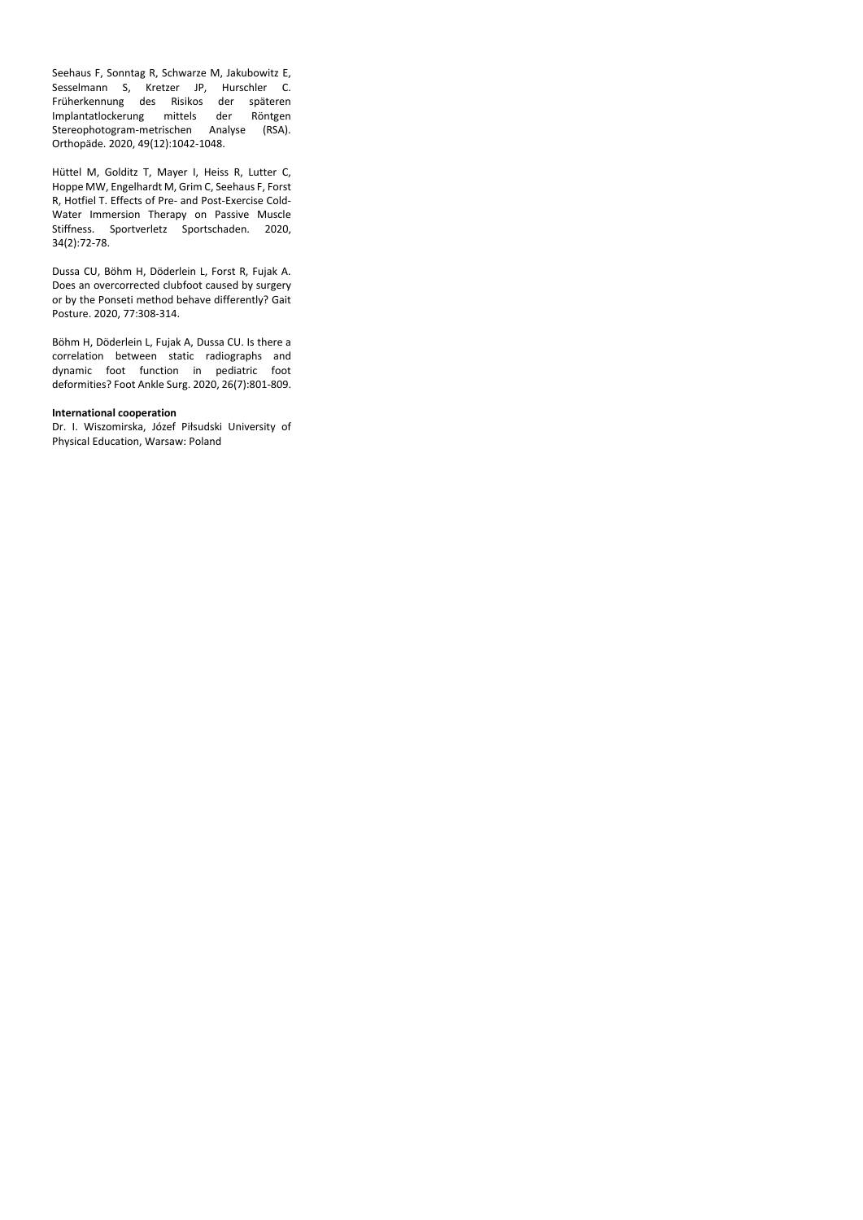Seehaus F, Sonntag R, Schwarze M, Jakubowitz E, Sesselmann S, Kretzer JP, Hurschler C. Früherkennung des Risikos der späteren Implantatlockerung mittels der Röntgen Stereophotogram-metrischen Analyse (RSA). Orthopäde. 2020, 49(12):1042-1048.

Hüttel M, Golditz T, Mayer I, Heiss R, Lutter C, Hoppe MW, Engelhardt M, Grim C, Seehaus F, Forst R, Hotfiel T. Effects of Pre- and Post-Exercise Cold-Water Immersion Therapy on Passive Muscle Stiffness. Sportverletz Sportschaden. 2020, 34(2):72-78.

Dussa CU, Böhm H, Döderlein L, Forst R, Fujak A. Does an overcorrected clubfoot caused by surgery or by the Ponseti method behave differently? Gait Posture. 2020, 77:308-314.

Böhm H, Döderlein L, Fujak A, Dussa CU. Is there a correlation between static radiographs and dynamic foot function in pediatric foot deformities? Foot Ankle Surg. 2020, 26(7):801-809.

**International cooperation**

Dr. I. Wiszomirska, Józef Piłsudski University of Physical Education, Warsaw: Poland